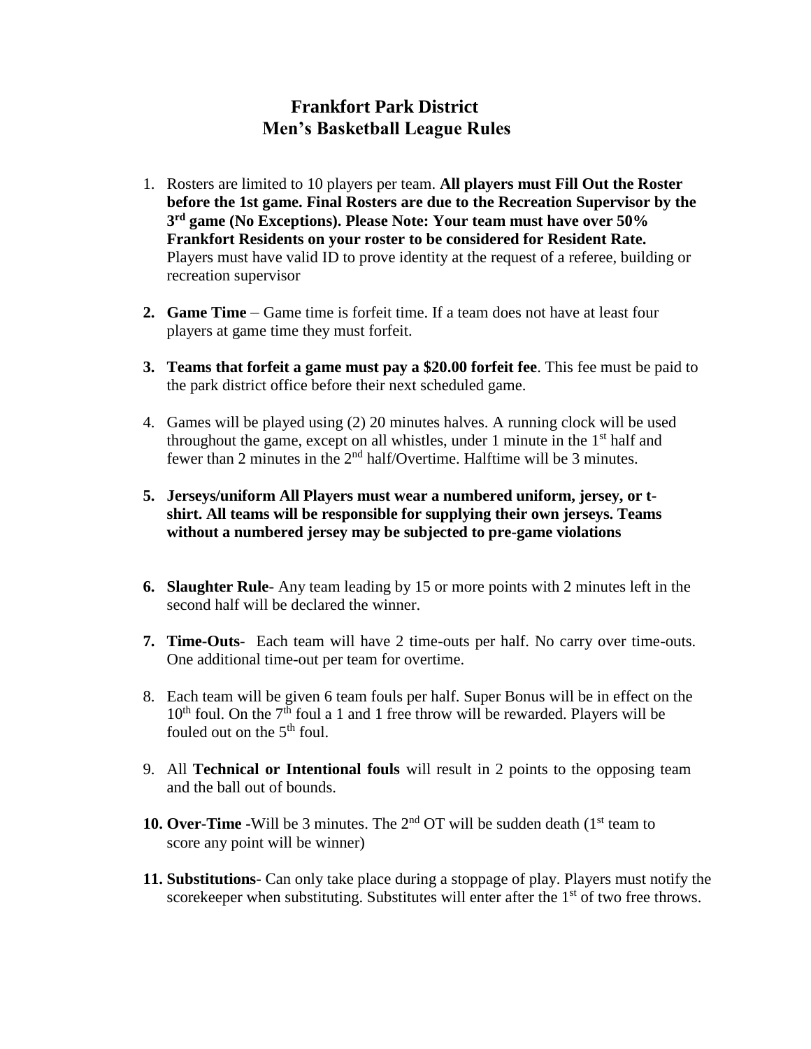# Frankfort Park District
# Men's Basketball League Rules

1. Rosters are limited to 10 players per team. **All players must Fill Out the Roster before the 1st game. Final Rosters are due to the Recreation Supervisor by the 3rd game (No Exceptions). Please Note: Your team must have over 50% Frankfort Residents on your roster to be considered for Resident Rate.** Players must have valid ID to prove identity at the request of a referee, building or recreation supervisor

2. **Game Time** – Game time is forfeit time. If a team does not have at least four players at game time they must forfeit.

3. **Teams that forfeit a game must pay a $20.00 forfeit fee**. This fee must be paid to the park district office before their next scheduled game.

4. Games will be played using (2) 20 minutes halves. A running clock will be used throughout the game, except on all whistles, under 1 minute in the 1st half and fewer than 2 minutes in the 2nd half/Overtime. Halftime will be 3 minutes.

5. **Jerseys/uniform All Players must wear a numbered uniform, jersey, or t-shirt. All teams will be responsible for supplying their own jerseys. Teams without a numbered jersey may be subjected to pre-game violations**

6. **Slaughter Rule**- Any team leading by 15 or more points with 2 minutes left in the second half will be declared the winner.

7. **Time-Outs**- Each team will have 2 time-outs per half. No carry over time-outs. One additional time-out per team for overtime.

8. Each team will be given 6 team fouls per half. Super Bonus will be in effect on the 10th foul. On the 7th foul a 1 and 1 free throw will be rewarded. Players will be fouled out on the 5th foul.

9. All **Technical or Intentional fouls** will result in 2 points to the opposing team and the ball out of bounds.

10. **Over-Time -**Will be 3 minutes. The 2nd OT will be sudden death (1st team to score any point will be winner)

11. **Substitutions-** Can only take place during a stoppage of play. Players must notify the scorekeeper when substituting. Substitutes will enter after the 1st of two free throws.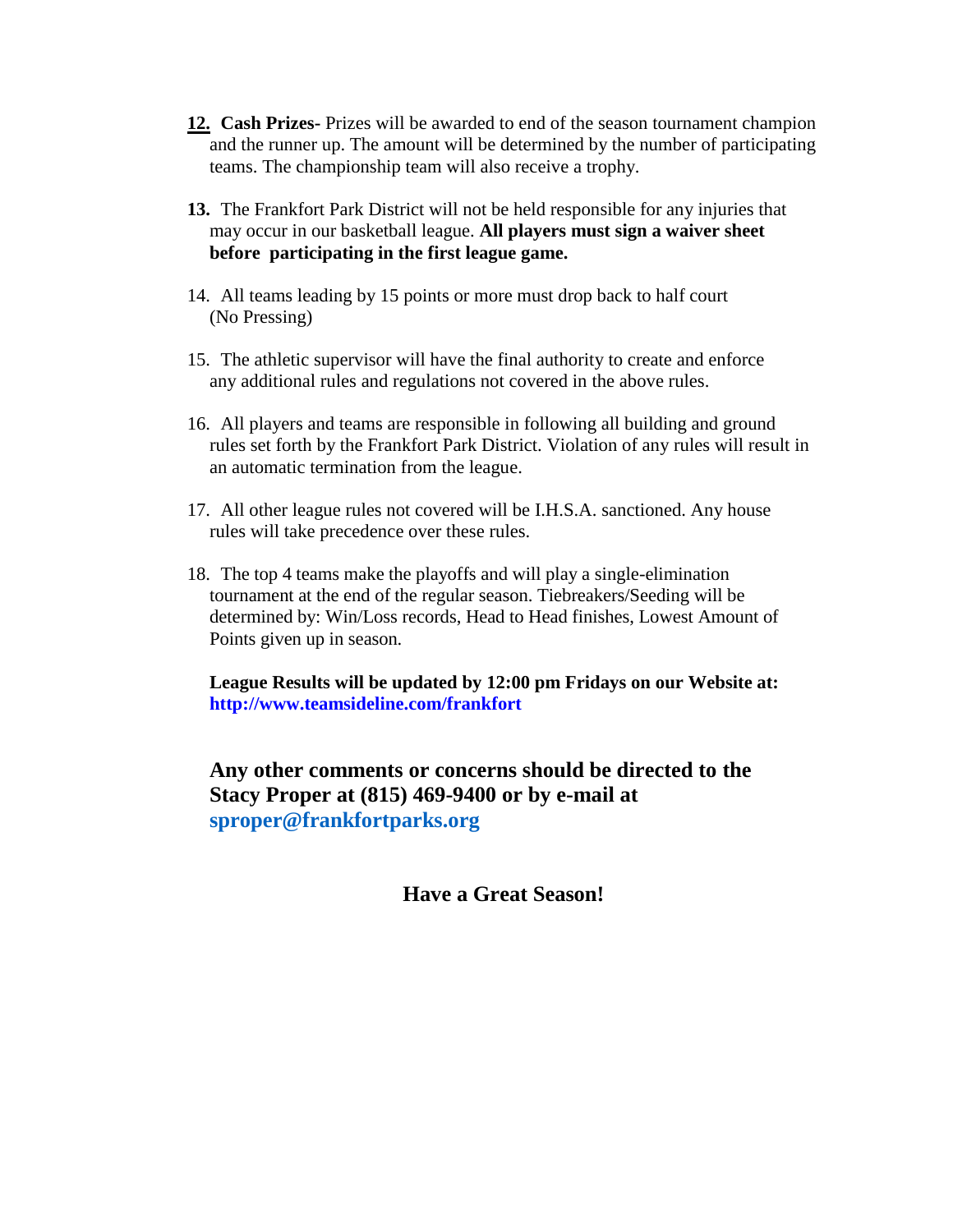12. **Cash Prizes-** Prizes will be awarded to end of the season tournament champion and the runner up. The amount will be determined by the number of participating teams. The championship team will also receive a trophy.

13. The Frankfort Park District will not be held responsible for any injuries that may occur in our basketball league. **All players must sign a waiver sheet before participating in the first league game.**

14. All teams leading by 15 points or more must drop back to half court (No Pressing)

15. The athletic supervisor will have the final authority to create and enforce any additional rules and regulations not covered in the above rules.

16. All players and teams are responsible in following all building and ground rules set forth by the Frankfort Park District. Violation of any rules will result in an automatic termination from the league.

17. All other league rules not covered will be I.H.S.A. sanctioned. Any house rules will take precedence over these rules.

18. The top 4 teams make the playoffs and will play a single-elimination tournament at the end of the regular season. Tiebreakers/Seeding will be determined by: Win/Loss records, Head to Head finishes, Lowest Amount of Points given up in season.

**League Results will be updated by 12:00 pm Fridays on our Website at: http://www.teamsideline.com/frankfort**

**Any other comments or concerns should be directed to the Stacy Proper at (815) 469-9400 or by e-mail at sproper@frankfortparks.org**

**Have a Great Season!**